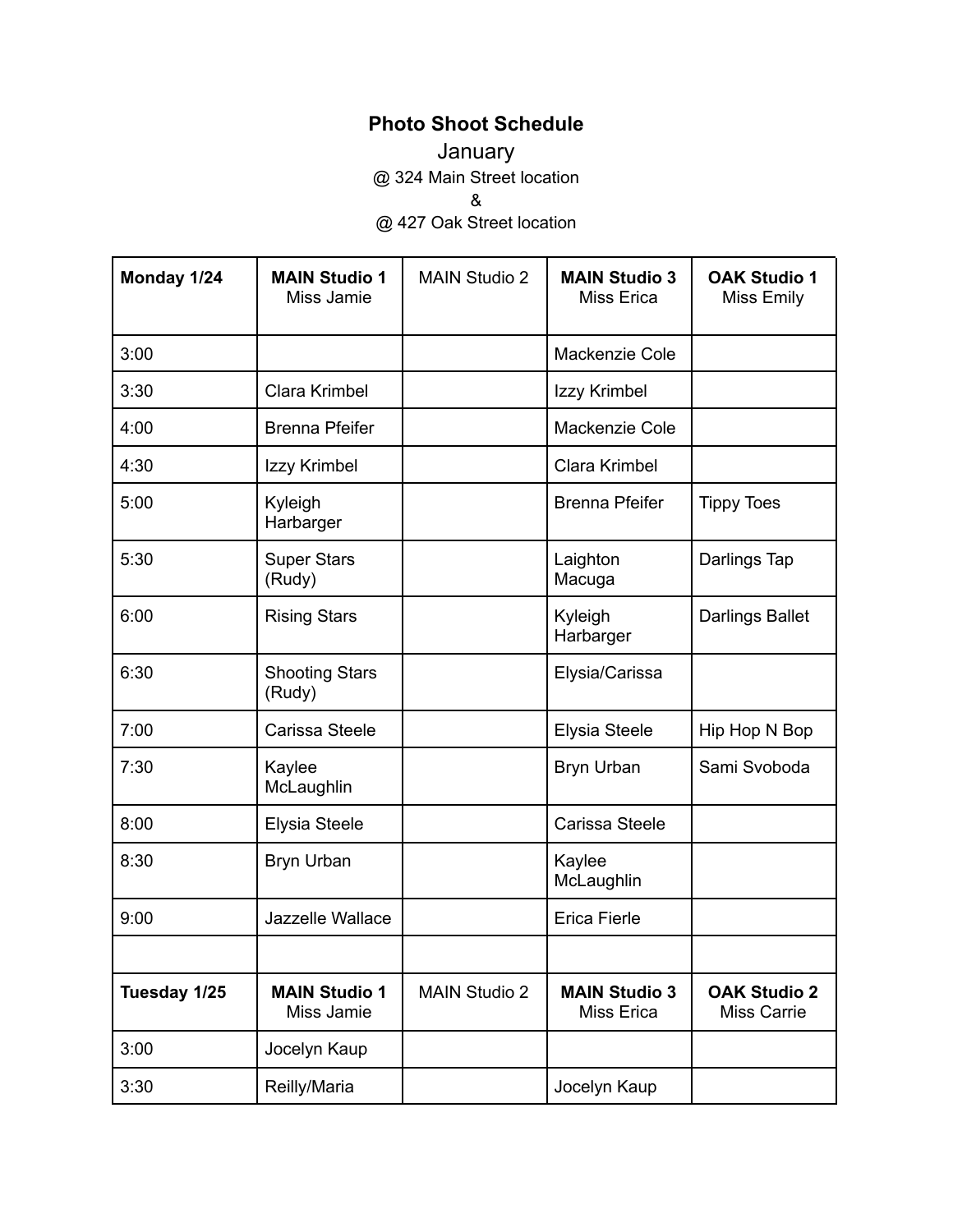# Photo Shoot Schedule

January

@ 324 Main Street location

&

@ 427 Oak Street location

| **Monday 1/24** | **MAIN Studio 1** Miss Jamie | MAIN Studio 2 | **MAIN Studio 3** Miss Erica | **OAK Studio 1** Miss Emily |
|---|---|---|---|---|
| 3:00 | | | Mackenzie Cole | |
| 3:30 | Clara Krimbel | | Izzy Krimbel | |
| 4:00 | Brenna Pfeifer | | Mackenzie Cole | |
| 4:30 | Izzy Krimbel | | Clara Krimbel | |
| 5:00 | Kyleigh Harbarger | | Brenna Pfeifer | Tippy Toes |
| 5:30 | Super Stars (Rudy) | | Laighton Macuga | Darlings Tap |
| 6:00 | Rising Stars | | Kyleigh Harbarger | Darlings Ballet |
| 6:30 | Shooting Stars (Rudy) | | Elysia/Carissa | |
| 7:00 | Carissa Steele | | Elysia Steele | Hip Hop N Bop |
| 7:30 | Kaylee McLaughlin | | Bryn Urban | Sami Svoboda |
| 8:00 | Elysia Steele | | Carissa Steele | |
| 8:30 | Bryn Urban | | Kaylee McLaughlin | |
| 9:00 | Jazzelle Wallace | | Erica Fierle | |
| | | | | |
| **Tuesday 1/25** | **MAIN Studio 1** Miss Jamie | MAIN Studio 2 | **MAIN Studio 3** Miss Erica | **OAK Studio 2** Miss Carrie |
| 3:00 | Jocelyn Kaup | | | |
| 3:30 | Reilly/Maria | | Jocelyn Kaup | |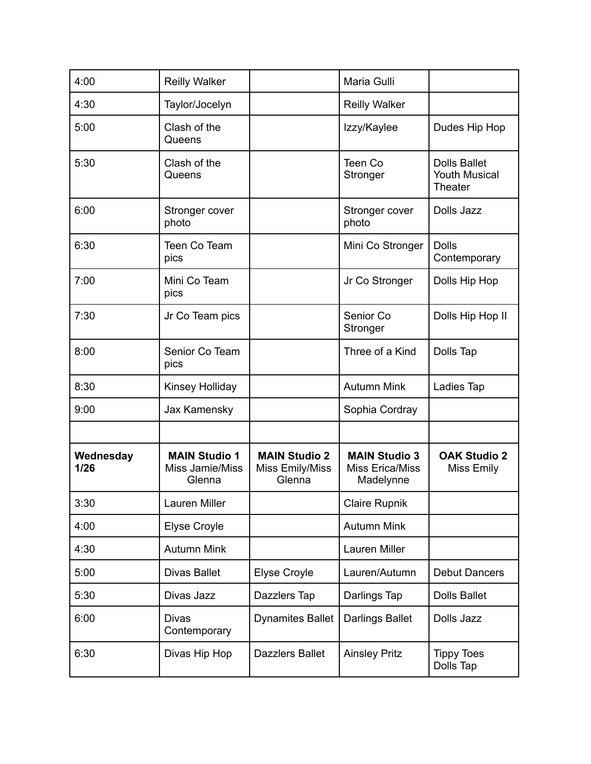| | | | | |
|---|---|---|---|---|
| 4:00 | Reilly Walker | | Maria Gulli | |
| 4:30 | Taylor/Jocelyn | | Reilly Walker | |
| 5:00 | Clash of the Queens | | Izzy/Kaylee | Dudes Hip Hop |
| 5:30 | Clash of the Queens | | Teen Co Stronger | Dolls Ballet Youth Musical Theater |
| 6:00 | Stronger cover photo | | Stronger cover photo | Dolls Jazz |
| 6:30 | Teen Co Team pics | | Mini Co Stronger | Dolls Contemporary |
| 7:00 | Mini Co Team pics | | Jr Co Stronger | Dolls Hip Hop |
| 7:30 | Jr Co Team pics | | Senior Co Stronger | Dolls Hip Hop II |
| 8:00 | Senior Co Team pics | | Three of a Kind | Dolls Tap |
| 8:30 | Kinsey Holliday | | Autumn Mink | Ladies Tap |
| 9:00 | Jax Kamensky | | Sophia Cordray | |
| | | | | |
| **Wednesday 1/26** | **MAIN Studio 1** Miss Jamie/Miss Glenna | **MAIN Studio 2** Miss Emily/Miss Glenna | **MAIN Studio 3** Miss Erica/Miss Madelynne | **OAK Studio 2** Miss Emily |
| 3:30 | Lauren Miller | | Claire Rupnik | |
| 4:00 | Elyse Croyle | | Autumn Mink | |
| 4:30 | Autumn Mink | | Lauren Miller | |
| 5:00 | Divas Ballet | Elyse Croyle | Lauren/Autumn | Debut Dancers |
| 5:30 | Divas Jazz | Dazzlers Tap | Darlings Tap | Dolls Ballet |
| 6:00 | Divas Contemporary | Dynamites Ballet | Darlings Ballet | Dolls Jazz |
| 6:30 | Divas Hip Hop | Dazzlers Ballet | Ainsley Pritz | Tippy Toes Dolls Tap |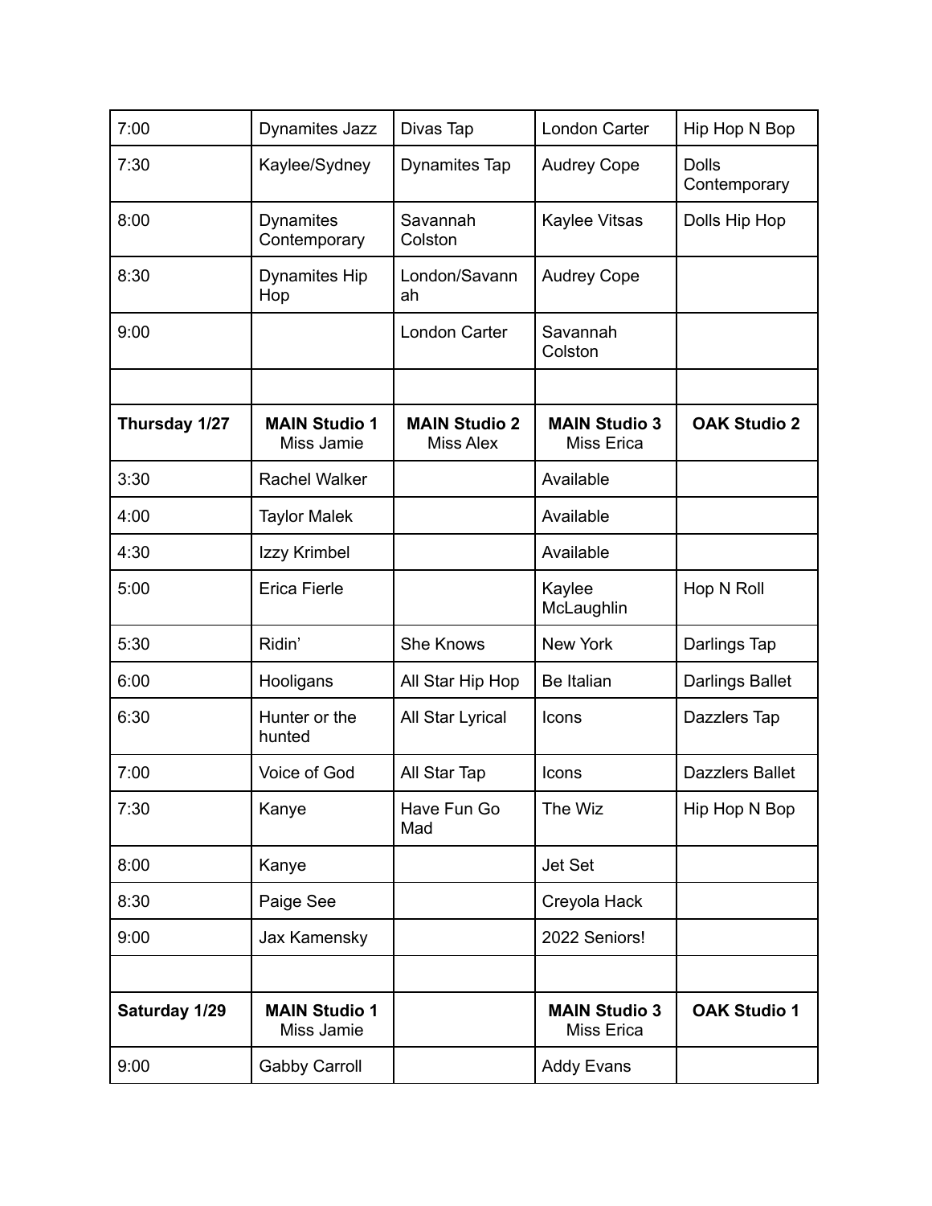| 7:00 | Dynamites Jazz | Divas Tap | London Carter | Hip Hop N Bop |
|---|---|---|---|---|
| 7:30 | Kaylee/Sydney | Dynamites Tap | Audrey Cope | Dolls Contemporary |
| 8:00 | Dynamites Contemporary | Savannah Colston | Kaylee Vitsas | Dolls Hip Hop |
| 8:30 | Dynamites Hip Hop | London/Savannah | Audrey Cope | |
| 9:00 | | London Carter | Savannah Colston | |
| | | | | |
| **Thursday 1/27** | **MAIN Studio 1** Miss Jamie | **MAIN Studio 2** Miss Alex | **MAIN Studio 3** Miss Erica | **OAK Studio 2** |
| 3:30 | Rachel Walker | | Available | |
| 4:00 | Taylor Malek | | Available | |
| 4:30 | Izzy Krimbel | | Available | |
| 5:00 | Erica Fierle | | Kaylee McLaughlin | Hop N Roll |
| 5:30 | Ridin' | She Knows | New York | Darlings Tap |
| 6:00 | Hooligans | All Star Hip Hop | Be Italian | Darlings Ballet |
| 6:30 | Hunter or the hunted | All Star Lyrical | Icons | Dazzlers Tap |
| 7:00 | Voice of God | All Star Tap | Icons | Dazzlers Ballet |
| 7:30 | Kanye | Have Fun Go Mad | The Wiz | Hip Hop N Bop |
| 8:00 | Kanye | | Jet Set | |
| 8:30 | Paige See | | Creyola Hack | |
| 9:00 | Jax Kamensky | | 2022 Seniors! | |
| | | | | |
| **Saturday 1/29** | **MAIN Studio 1** Miss Jamie | | **MAIN Studio 3** Miss Erica | **OAK Studio 1** |
| 9:00 | Gabby Carroll | | Addy Evans | |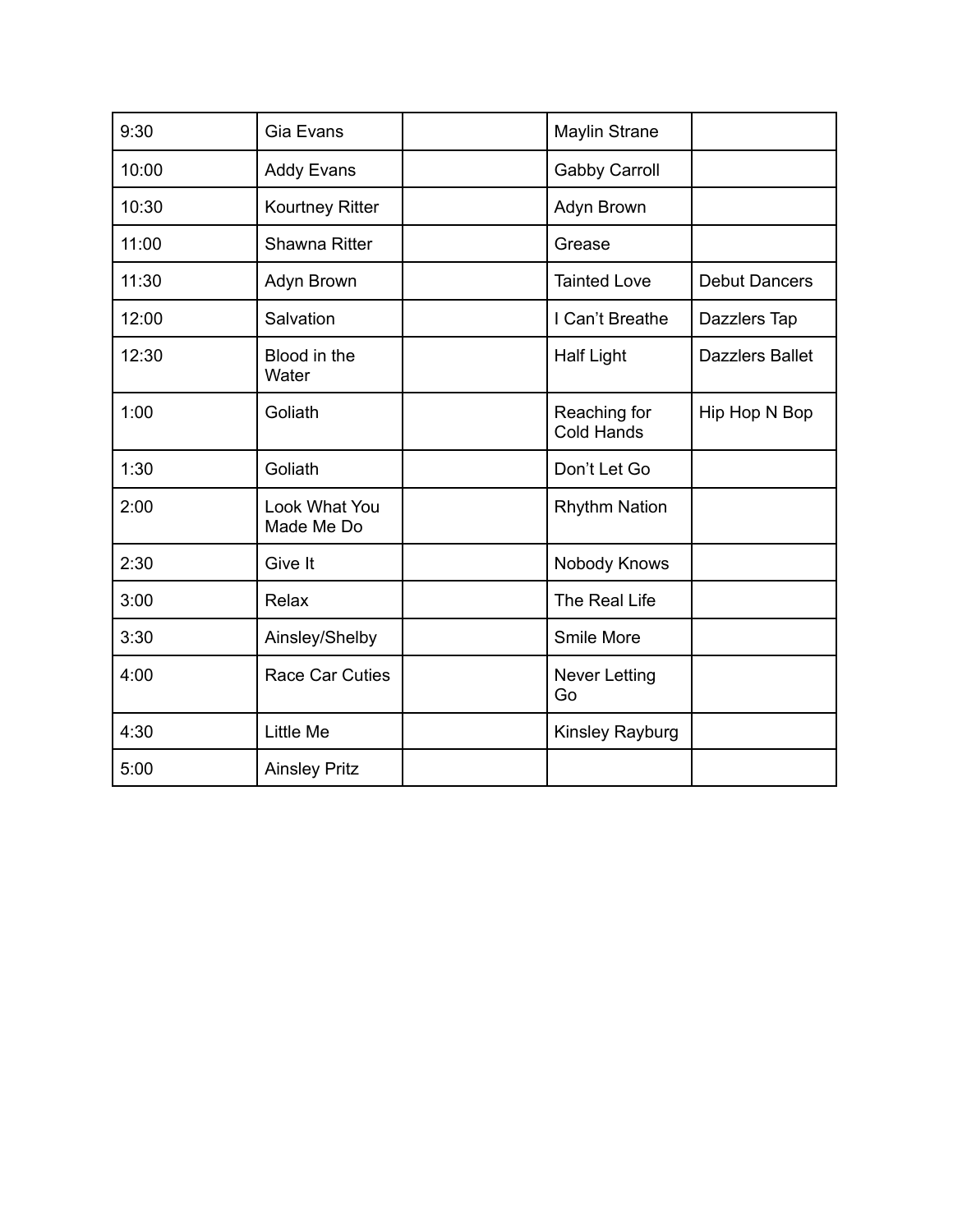| | | | | |
|---|---|---|---|---|
| 9:30 | Gia Evans | | Maylin Strane | |
| 10:00 | Addy Evans | | Gabby Carroll | |
| 10:30 | Kourtney Ritter | | Adyn Brown | |
| 11:00 | Shawna Ritter | | Grease | |
| 11:30 | Adyn Brown | | Tainted Love | Debut Dancers |
| 12:00 | Salvation | | I Can't Breathe | Dazzlers Tap |
| 12:30 | Blood in the Water | | Half Light | Dazzlers Ballet |
| 1:00 | Goliath | | Reaching for Cold Hands | Hip Hop N Bop |
| 1:30 | Goliath | | Don't Let Go | |
| 2:00 | Look What You Made Me Do | | Rhythm Nation | |
| 2:30 | Give It | | Nobody Knows | |
| 3:00 | Relax | | The Real Life | |
| 3:30 | Ainsley/Shelby | | Smile More | |
| 4:00 | Race Car Cuties | | Never Letting Go | |
| 4:30 | Little Me | | Kinsley Rayburg | |
| 5:00 | Ainsley Pritz | | | |